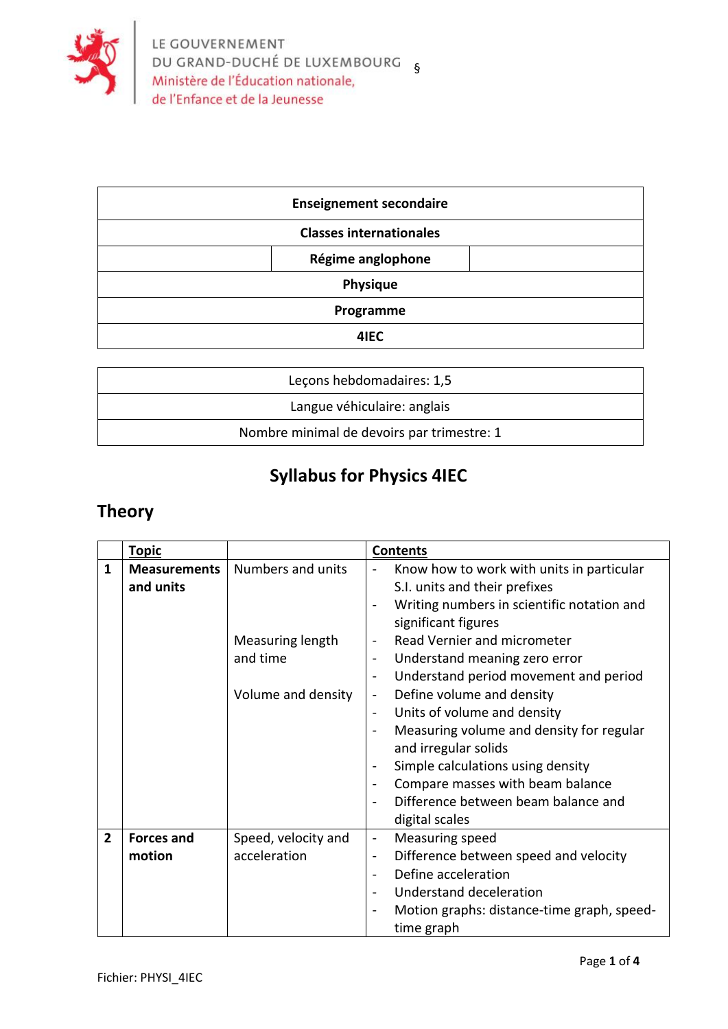LE GOUVERNEMENT
DU GRAND-DUCHÉ DE LUXEMBOURG
Ministère de l'Éducation nationale,
de l'Enfance et de la Jeunesse

§

| Enseignement secondaire |
| --- |
| Classes internationales |
| Régime anglophone |
| Physique |
| Programme |
| 4IEC |

| Leçons hebdomadaires: 1,5 |
| --- |
| Langue véhiculaire: anglais |
| Nombre minimal de devoirs par trimestre: 1 |

# Syllabus for Physics 4IEC

## Theory

| | Topic | | Contents |
| --- | --- | --- | --- |
| 1 | **Measurements and units** | Numbers and units | - Know how to work with units in particular S.I. units and their prefixes<br>- Writing numbers in scientific notation and significant figures |
| | | Measuring length and time | - Read Vernier and micrometer<br>- Understand meaning zero error<br>- Understand period movement and period |
| | | Volume and density | - Define volume and density<br>- Units of volume and density<br>- Measuring volume and density for regular and irregular solids<br>- Simple calculations using density<br>- Compare masses with beam balance<br>- Difference between beam balance and digital scales |
| 2 | **Forces and motion** | Speed, velocity and acceleration | - Measuring speed<br>- Difference between speed and velocity<br>- Define acceleration<br>- Understand deceleration<br>- Motion graphs: distance-time graph, speed-time graph |

Fichier: PHYSI_4IEC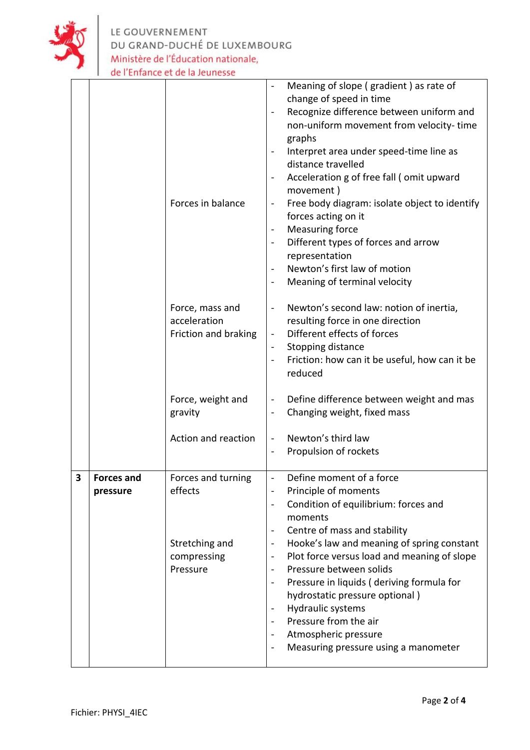| | | | |
|---|---|---|---|
| | | | - Meaning of slope ( gradient ) as rate of change of speed in time<br>- Recognize difference between uniform and non-uniform movement from velocity- time graphs<br>- Interpret area under speed-time line as distance travelled<br>- Acceleration g of free fall ( omit upward movement ) |
| | | Forces in balance | - Free body diagram: isolate object to identify forces acting on it<br>- Measuring force<br>- Different types of forces and arrow representation<br>- Newton's first law of motion<br>- Meaning of terminal velocity |
| | | Force, mass and acceleration<br>Friction and braking | - Newton's second law: notion of inertia, resulting force in one direction<br>- Different effects of forces<br>- Stopping distance<br>- Friction: how can it be useful, how can it be reduced |
| | | Force, weight and gravity | - Define difference between weight and mas<br>- Changing weight, fixed mass |
| | | Action and reaction | - Newton's third law<br>- Propulsion of rockets |
| **3** | **Forces and pressure** | Forces and turning effects | - Define moment of a force<br>- Principle of moments<br>- Condition of equilibrium: forces and moments<br>- Centre of mass and stability |
| | | Stretching and compressing<br>Pressure | - Hooke's law and meaning of spring constant<br>- Plot force versus load and meaning of slope<br>- Pressure between solids<br>- Pressure in liquids ( deriving formula for hydrostatic pressure optional )<br>- Hydraulic systems<br>- Pressure from the air<br>- Atmospheric pressure<br>- Measuring pressure using a manometer |

Fichier: PHYSI_4IEC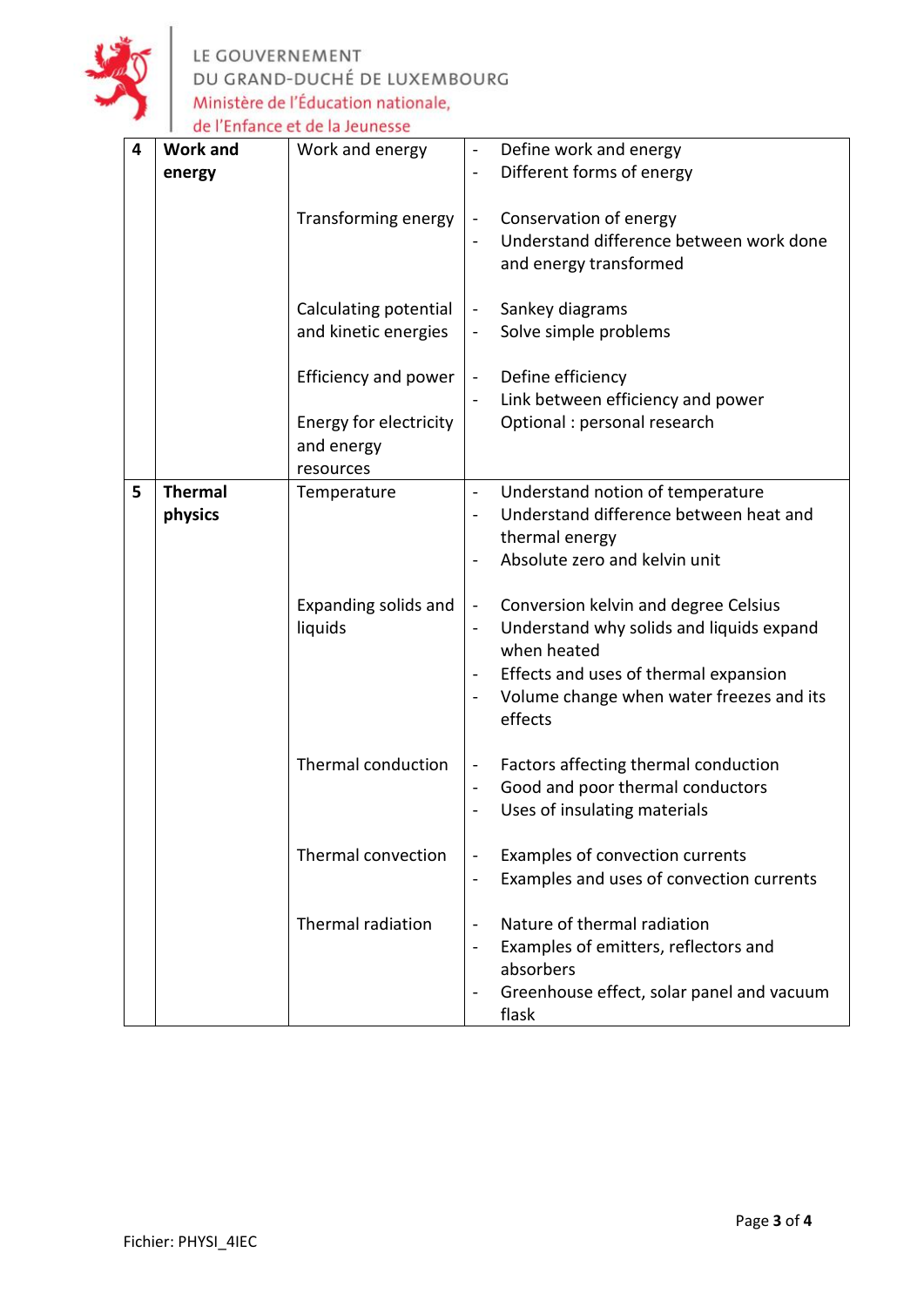| 4 | **Work and energy** | Work and energy | - Define work and energy<br>- Different forms of energy |
|---|---|---|---|
| | | Transforming energy | - Conservation of energy<br>- Understand difference between work done and energy transformed |
| | | Calculating potential and kinetic energies | - Sankey diagrams<br>- Solve simple problems |
| | | Efficiency and power | - Define efficiency<br>- Link between efficiency and power |
| | | Energy for electricity and energy resources | Optional : personal research |
| 5 | **Thermal physics** | Temperature | - Understand notion of temperature<br>- Understand difference between heat and thermal energy<br>- Absolute zero and kelvin unit |
| | | Expanding solids and liquids | - Conversion kelvin and degree Celsius<br>- Understand why solids and liquids expand when heated<br>- Effects and uses of thermal expansion<br>- Volume change when water freezes and its effects |
| | | Thermal conduction | - Factors affecting thermal conduction<br>- Good and poor thermal conductors<br>- Uses of insulating materials |
| | | Thermal convection | - Examples of convection currents<br>- Examples and uses of convection currents |
| | | Thermal radiation | - Nature of thermal radiation<br>- Examples of emitters, reflectors and absorbers<br>- Greenhouse effect, solar panel and vacuum flask |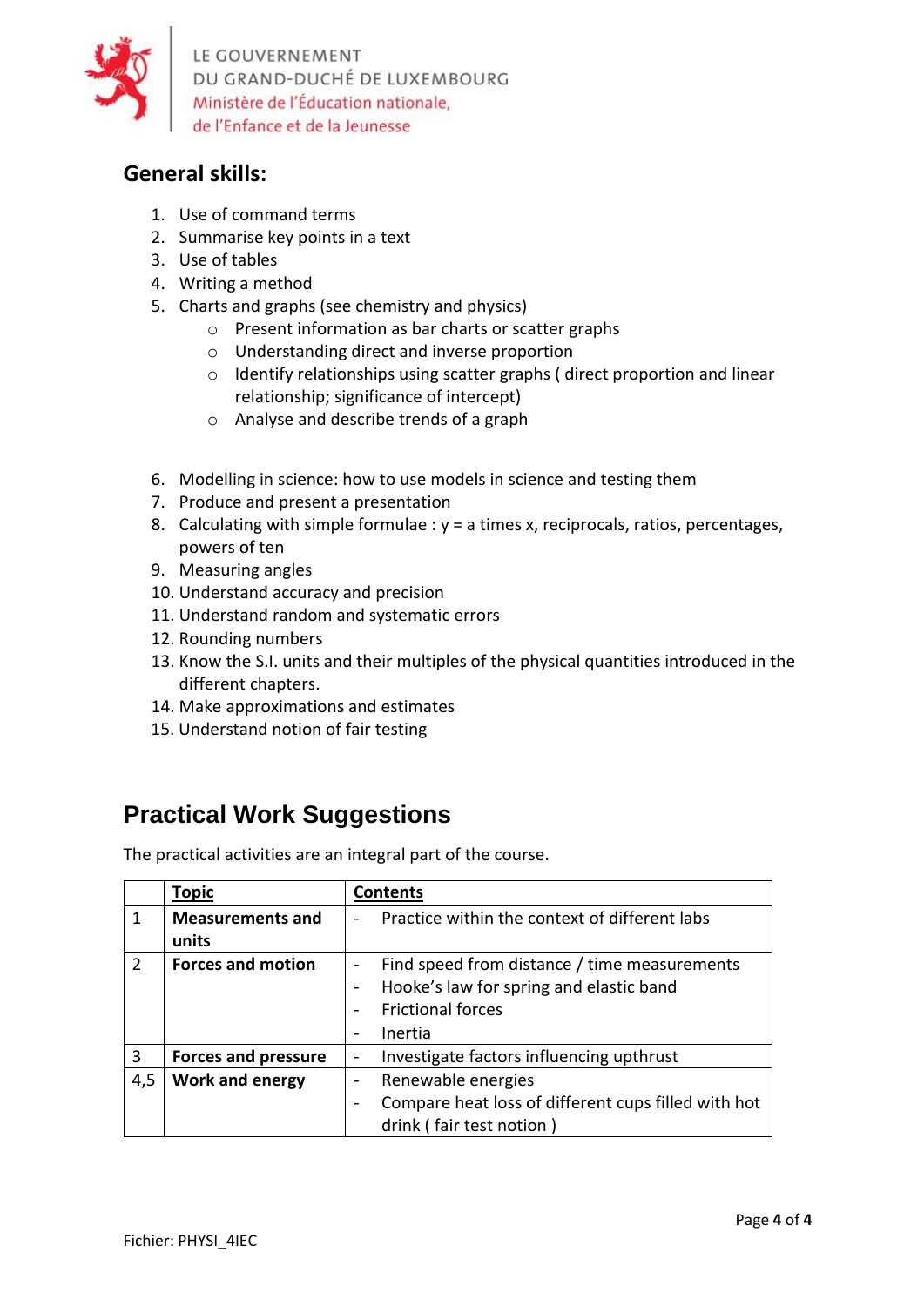## General skills:

1. Use of command terms
2. Summarise key points in a text
3. Use of tables
4. Writing a method
5. Charts and graphs (see chemistry and physics)
   - Present information as bar charts or scatter graphs
   - Understanding direct and inverse proportion
   - Identify relationships using scatter graphs ( direct proportion and linear relationship; significance of intercept)
   - Analyse and describe trends of a graph
6. Modelling in science: how to use models in science and testing them
7. Produce and present a presentation
8. Calculating with simple formulae : y = a times x, reciprocals, ratios, percentages, powers of ten
9. Measuring angles
10. Understand accuracy and precision
11. Understand random and systematic errors
12. Rounding numbers
13. Know the S.I. units and their multiples of the physical quantities introduced in the different chapters.
14. Make approximations and estimates
15. Understand notion of fair testing

# Practical Work Suggestions

The practical activities are an integral part of the course.

| | Topic | Contents |
|---|---|---|
| 1 | **Measurements and units** | - Practice within the context of different labs |
| 2 | **Forces and motion** | - Find speed from distance / time measurements<br>- Hooke's law for spring and elastic band<br>- Frictional forces<br>- Inertia |
| 3 | **Forces and pressure** | - Investigate factors influencing upthrust |
| 4,5 | **Work and energy** | - Renewable energies<br>- Compare heat loss of different cups filled with hot drink ( fair test notion ) |

Fichier: PHYSI_4IEC